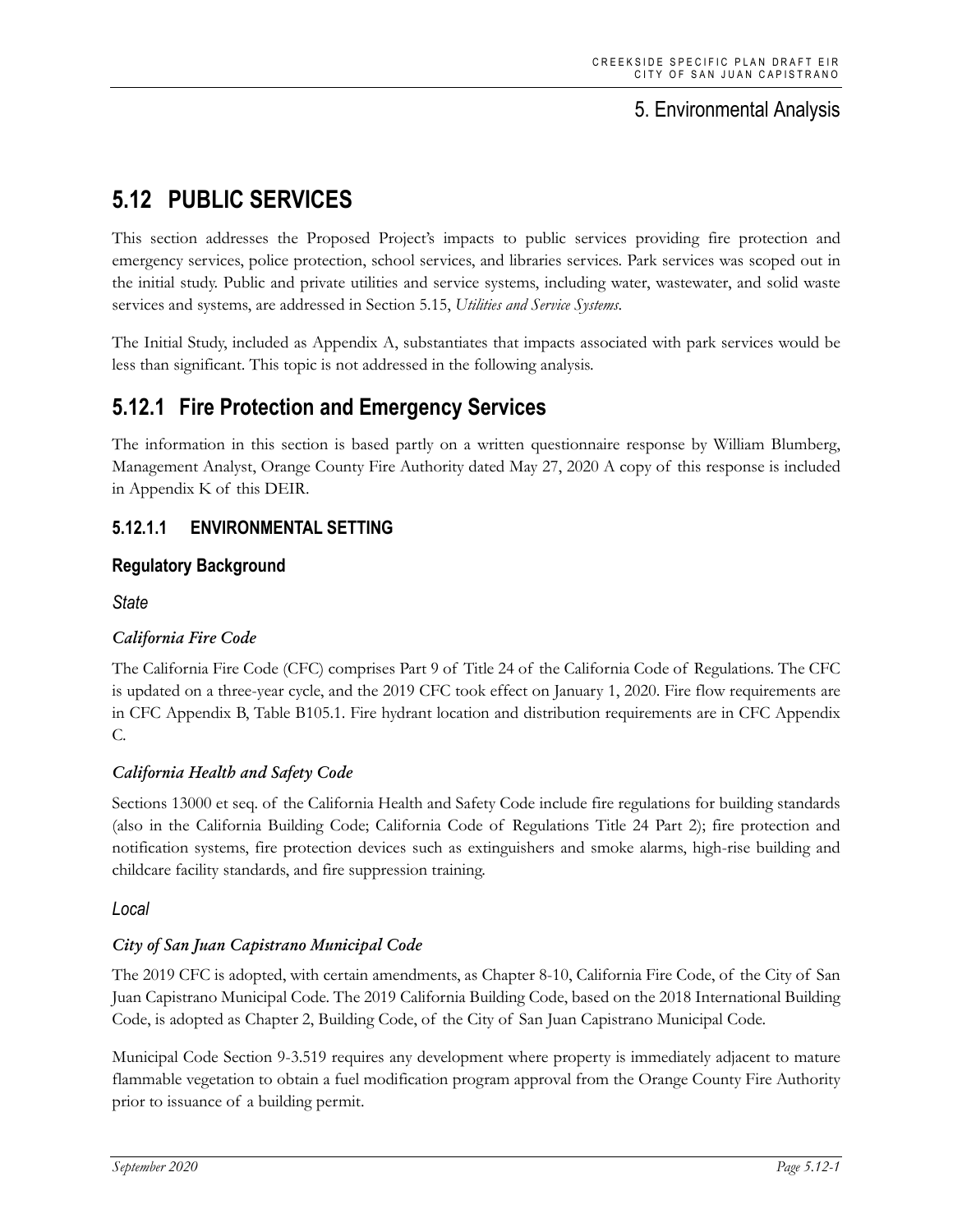# 5. Environmental Analysis

# 5.12 PUBLIC SERVICES

This section addresses the Proposed Project's impacts to public services providing fire protection and emergency services, police protection, school services, and libraries services. Park services was scoped out in the initial study. Public and private utilities and service systems, including water, wastewater, and solid waste services and systems, are addressed in Section 5.15, *Utilities and Service Systems*.

The Initial Study, included as Appendix A, substantiates that impacts associated with park services would be less than significant. This topic is not addressed in the following analysis.

## 5.12.1 Fire Protection and Emergency Services

The information in this section is based partly on a written questionnaire response by William Blumberg, Management Analyst, Orange County Fire Authority dated May 27, 2020 A copy of this response is included in Appendix K of this DEIR.

### 5.12.1.1 ENVIRONMENTAL SETTING

#### Regulatory Background

*State*

***California Fire Code***

The California Fire Code (CFC) comprises Part 9 of Title 24 of the California Code of Regulations. The CFC is updated on a three-year cycle, and the 2019 CFC took effect on January 1, 2020. Fire flow requirements are in CFC Appendix B, Table B105.1. Fire hydrant location and distribution requirements are in CFC Appendix C.

***California Health and Safety Code***

Sections 13000 et seq. of the California Health and Safety Code include fire regulations for building standards (also in the California Building Code; California Code of Regulations Title 24 Part 2); fire protection and notification systems, fire protection devices such as extinguishers and smoke alarms, high-rise building and childcare facility standards, and fire suppression training.

*Local*

***City of San Juan Capistrano Municipal Code***

The 2019 CFC is adopted, with certain amendments, as Chapter 8-10, California Fire Code, of the City of San Juan Capistrano Municipal Code. The 2019 California Building Code, based on the 2018 International Building Code, is adopted as Chapter 2, Building Code, of the City of San Juan Capistrano Municipal Code.

Municipal Code Section 9-3.519 requires any development where property is immediately adjacent to mature flammable vegetation to obtain a fuel modification program approval from the Orange County Fire Authority prior to issuance of a building permit.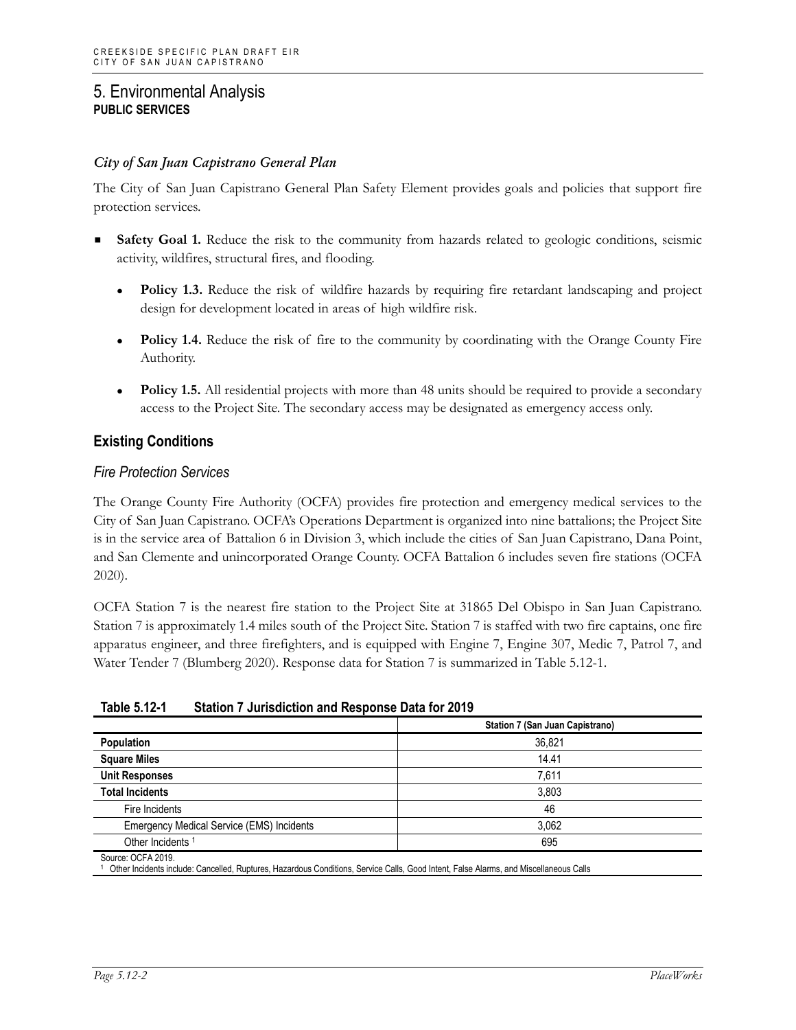# 5. Environmental Analysis

## PUBLIC SERVICES

### *City of San Juan Capistrano General Plan*

The City of San Juan Capistrano General Plan Safety Element provides goals and policies that support fire protection services.

- **Safety Goal 1.** Reduce the risk to the community from hazards related to geologic conditions, seismic activity, wildfires, structural fires, and flooding.
  - **Policy 1.3.** Reduce the risk of wildfire hazards by requiring fire retardant landscaping and project design for development located in areas of high wildfire risk.
  - **Policy 1.4.** Reduce the risk of fire to the community by coordinating with the Orange County Fire Authority.
  - **Policy 1.5.** All residential projects with more than 48 units should be required to provide a secondary access to the Project Site. The secondary access may be designated as emergency access only.

## Existing Conditions

### *Fire Protection Services*

The Orange County Fire Authority (OCFA) provides fire protection and emergency medical services to the City of San Juan Capistrano. OCFA's Operations Department is organized into nine battalions; the Project Site is in the service area of Battalion 6 in Division 3, which include the cities of San Juan Capistrano, Dana Point, and San Clemente and unincorporated Orange County. OCFA Battalion 6 includes seven fire stations (OCFA 2020).

OCFA Station 7 is the nearest fire station to the Project Site at 31865 Del Obispo in San Juan Capistrano. Station 7 is approximately 1.4 miles south of the Project Site. Station 7 is staffed with two fire captains, one fire apparatus engineer, and three firefighters, and is equipped with Engine 7, Engine 307, Medic 7, Patrol 7, and Water Tender 7 (Blumberg 2020). Response data for Station 7 is summarized in Table 5.12-1.

**Table 5.12-1 Station 7 Jurisdiction and Response Data for 2019**

| | Station 7 (San Juan Capistrano) |
|---|---|
| **Population** | 36,821 |
| **Square Miles** | 14.41 |
| **Unit Responses** | 7,611 |
| **Total Incidents** | 3,803 |
| Fire Incidents | 46 |
| Emergency Medical Service (EMS) Incidents | 3,062 |
| Other Incidents [1] | 695 |

Source: OCFA 2019.
[1] Other Incidents include: Cancelled, Ruptures, Hazardous Conditions, Service Calls, Good Intent, False Alarms, and Miscellaneous Calls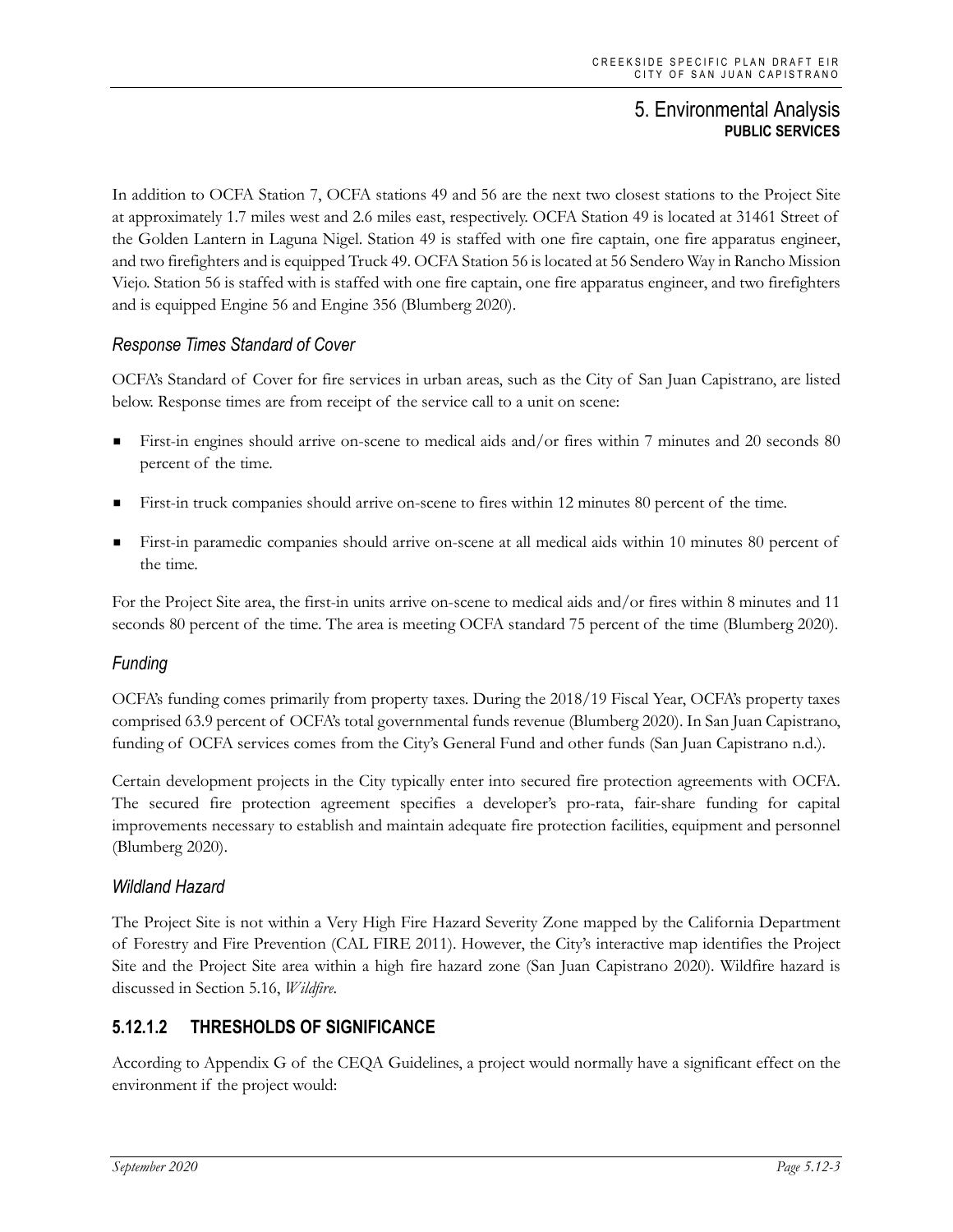In addition to OCFA Station 7, OCFA stations 49 and 56 are the next two closest stations to the Project Site at approximately 1.7 miles west and 2.6 miles east, respectively. OCFA Station 49 is located at 31461 Street of the Golden Lantern in Laguna Nigel. Station 49 is staffed with one fire captain, one fire apparatus engineer, and two firefighters and is equipped Truck 49. OCFA Station 56 is located at 56 Sendero Way in Rancho Mission Viejo. Station 56 is staffed with is staffed with one fire captain, one fire apparatus engineer, and two firefighters and is equipped Engine 56 and Engine 356 (Blumberg 2020).

### *Response Times Standard of Cover*

OCFA's Standard of Cover for fire services in urban areas, such as the City of San Juan Capistrano, are listed below. Response times are from receipt of the service call to a unit on scene:

- First-in engines should arrive on-scene to medical aids and/or fires within 7 minutes and 20 seconds 80 percent of the time.
- First-in truck companies should arrive on-scene to fires within 12 minutes 80 percent of the time.
- First-in paramedic companies should arrive on-scene at all medical aids within 10 minutes 80 percent of the time.

For the Project Site area, the first-in units arrive on-scene to medical aids and/or fires within 8 minutes and 11 seconds 80 percent of the time. The area is meeting OCFA standard 75 percent of the time (Blumberg 2020).

### *Funding*

OCFA's funding comes primarily from property taxes. During the 2018/19 Fiscal Year, OCFA's property taxes comprised 63.9 percent of OCFA's total governmental funds revenue (Blumberg 2020). In San Juan Capistrano, funding of OCFA services comes from the City's General Fund and other funds (San Juan Capistrano n.d.).

Certain development projects in the City typically enter into secured fire protection agreements with OCFA. The secured fire protection agreement specifies a developer's pro-rata, fair-share funding for capital improvements necessary to establish and maintain adequate fire protection facilities, equipment and personnel (Blumberg 2020).

### *Wildland Hazard*

The Project Site is not within a Very High Fire Hazard Severity Zone mapped by the California Department of Forestry and Fire Prevention (CAL FIRE 2011). However, the City's interactive map identifies the Project Site and the Project Site area within a high fire hazard zone (San Juan Capistrano 2020). Wildfire hazard is discussed in Section 5.16, *Wildfire*.

## 5.12.1.2 THRESHOLDS OF SIGNIFICANCE

According to Appendix G of the CEQA Guidelines, a project would normally have a significant effect on the environment if the project would: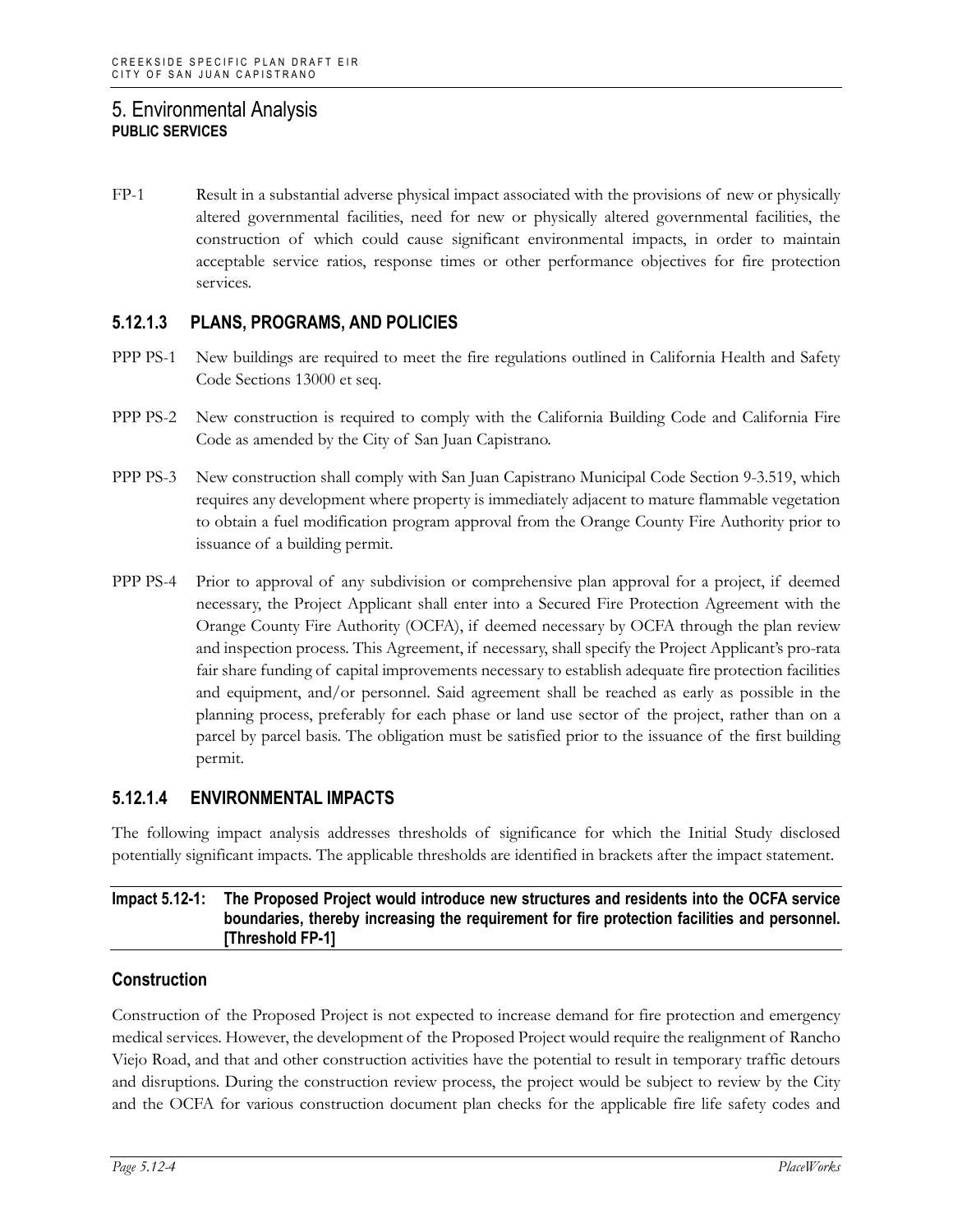# 5. Environmental Analysis

**PUBLIC SERVICES**

FP-1 Result in a substantial adverse physical impact associated with the provisions of new or physically altered governmental facilities, need for new or physically altered governmental facilities, the construction of which could cause significant environmental impacts, in order to maintain acceptable service ratios, response times or other performance objectives for fire protection services.

### 5.12.1.3 PLANS, PROGRAMS, AND POLICIES

PPP PS-1 New buildings are required to meet the fire regulations outlined in California Health and Safety Code Sections 13000 et seq.

PPP PS-2 New construction is required to comply with the California Building Code and California Fire Code as amended by the City of San Juan Capistrano.

PPP PS-3 New construction shall comply with San Juan Capistrano Municipal Code Section 9-3.519, which requires any development where property is immediately adjacent to mature flammable vegetation to obtain a fuel modification program approval from the Orange County Fire Authority prior to issuance of a building permit.

PPP PS-4 Prior to approval of any subdivision or comprehensive plan approval for a project, if deemed necessary, the Project Applicant shall enter into a Secured Fire Protection Agreement with the Orange County Fire Authority (OCFA), if deemed necessary by OCFA through the plan review and inspection process. This Agreement, if necessary, shall specify the Project Applicant's pro-rata fair share funding of capital improvements necessary to establish adequate fire protection facilities and equipment, and/or personnel. Said agreement shall be reached as early as possible in the planning process, preferably for each phase or land use sector of the project, rather than on a parcel by parcel basis. The obligation must be satisfied prior to the issuance of the first building permit.

### 5.12.1.4 ENVIRONMENTAL IMPACTS

The following impact analysis addresses thresholds of significance for which the Initial Study disclosed potentially significant impacts. The applicable thresholds are identified in brackets after the impact statement.

**Impact 5.12-1: The Proposed Project would introduce new structures and residents into the OCFA service boundaries, thereby increasing the requirement for fire protection facilities and personnel. [Threshold FP-1]**

#### Construction

Construction of the Proposed Project is not expected to increase demand for fire protection and emergency medical services. However, the development of the Proposed Project would require the realignment of Rancho Viejo Road, and that and other construction activities have the potential to result in temporary traffic detours and disruptions. During the construction review process, the project would be subject to review by the City and the OCFA for various construction document plan checks for the applicable fire life safety codes and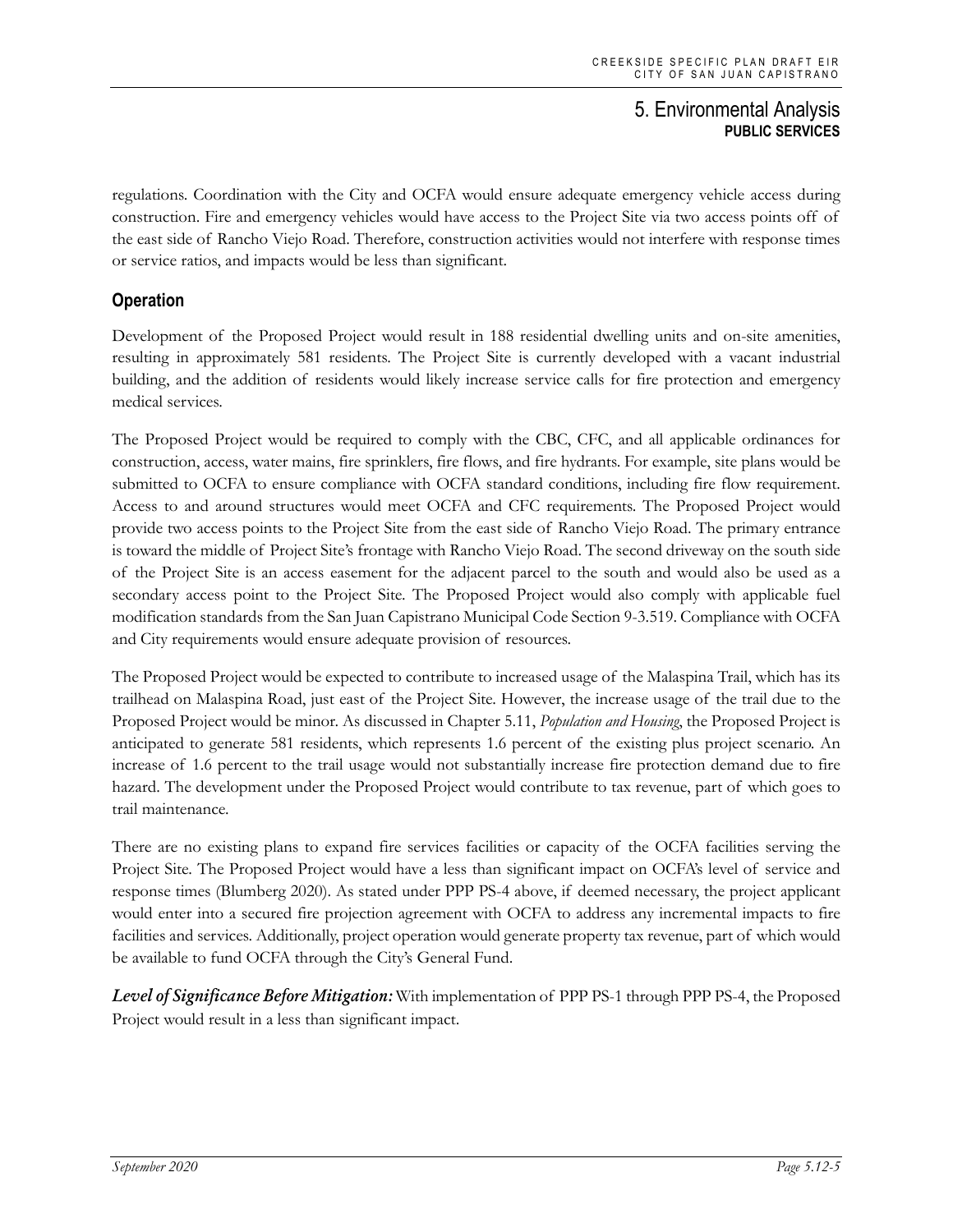regulations. Coordination with the City and OCFA would ensure adequate emergency vehicle access during construction. Fire and emergency vehicles would have access to the Project Site via two access points off of the east side of Rancho Viejo Road. Therefore, construction activities would not interfere with response times or service ratios, and impacts would be less than significant.

### Operation

Development of the Proposed Project would result in 188 residential dwelling units and on-site amenities, resulting in approximately 581 residents. The Project Site is currently developed with a vacant industrial building, and the addition of residents would likely increase service calls for fire protection and emergency medical services.

The Proposed Project would be required to comply with the CBC, CFC, and all applicable ordinances for construction, access, water mains, fire sprinklers, fire flows, and fire hydrants. For example, site plans would be submitted to OCFA to ensure compliance with OCFA standard conditions, including fire flow requirement. Access to and around structures would meet OCFA and CFC requirements. The Proposed Project would provide two access points to the Project Site from the east side of Rancho Viejo Road. The primary entrance is toward the middle of Project Site's frontage with Rancho Viejo Road. The second driveway on the south side of the Project Site is an access easement for the adjacent parcel to the south and would also be used as a secondary access point to the Project Site. The Proposed Project would also comply with applicable fuel modification standards from the San Juan Capistrano Municipal Code Section 9-3.519. Compliance with OCFA and City requirements would ensure adequate provision of resources.

The Proposed Project would be expected to contribute to increased usage of the Malaspina Trail, which has its trailhead on Malaspina Road, just east of the Project Site. However, the increase usage of the trail due to the Proposed Project would be minor. As discussed in Chapter 5.11, *Population and Housing*, the Proposed Project is anticipated to generate 581 residents, which represents 1.6 percent of the existing plus project scenario. An increase of 1.6 percent to the trail usage would not substantially increase fire protection demand due to fire hazard. The development under the Proposed Project would contribute to tax revenue, part of which goes to trail maintenance.

There are no existing plans to expand fire services facilities or capacity of the OCFA facilities serving the Project Site. The Proposed Project would have a less than significant impact on OCFA's level of service and response times (Blumberg 2020). As stated under PPP PS-4 above, if deemed necessary, the project applicant would enter into a secured fire projection agreement with OCFA to address any incremental impacts to fire facilities and services. Additionally, project operation would generate property tax revenue, part of which would be available to fund OCFA through the City's General Fund.

***Level of Significance Before Mitigation:*** With implementation of PPP PS-1 through PPP PS-4, the Proposed Project would result in a less than significant impact.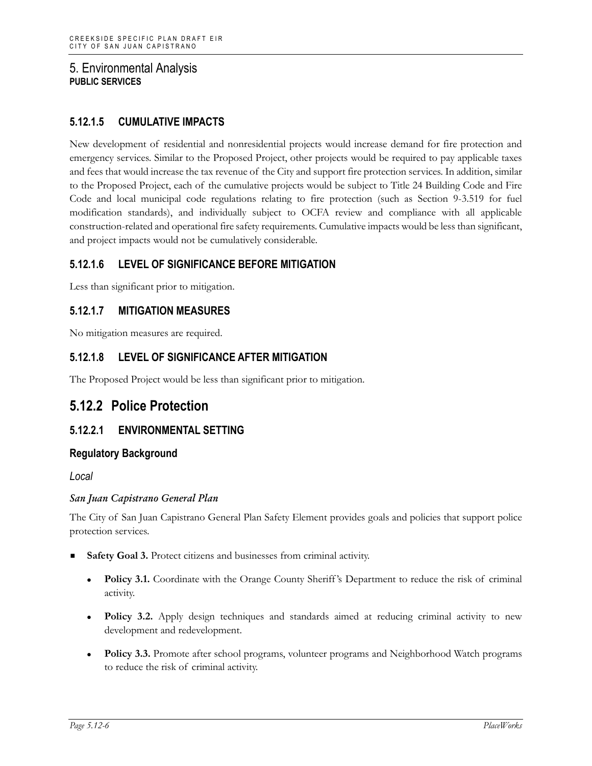### 5.12.1.5 CUMULATIVE IMPACTS

New development of residential and nonresidential projects would increase demand for fire protection and emergency services. Similar to the Proposed Project, other projects would be required to pay applicable taxes and fees that would increase the tax revenue of the City and support fire protection services. In addition, similar to the Proposed Project, each of the cumulative projects would be subject to Title 24 Building Code and Fire Code and local municipal code regulations relating to fire protection (such as Section 9-3.519 for fuel modification standards), and individually subject to OCFA review and compliance with all applicable construction-related and operational fire safety requirements. Cumulative impacts would be less than significant, and project impacts would not be cumulatively considerable.

### 5.12.1.6 LEVEL OF SIGNIFICANCE BEFORE MITIGATION

Less than significant prior to mitigation.

### 5.12.1.7 MITIGATION MEASURES

No mitigation measures are required.

### 5.12.1.8 LEVEL OF SIGNIFICANCE AFTER MITIGATION

The Proposed Project would be less than significant prior to mitigation.

## 5.12.2 Police Protection

### 5.12.2.1 ENVIRONMENTAL SETTING

#### Regulatory Background

*Local*

***San Juan Capistrano General Plan***

The City of San Juan Capistrano General Plan Safety Element provides goals and policies that support police protection services.

- **Safety Goal 3.** Protect citizens and businesses from criminal activity.
  - **Policy 3.1.** Coordinate with the Orange County Sheriff's Department to reduce the risk of criminal activity.
  - **Policy 3.2.** Apply design techniques and standards aimed at reducing criminal activity to new development and redevelopment.
  - **Policy 3.3.** Promote after school programs, volunteer programs and Neighborhood Watch programs to reduce the risk of criminal activity.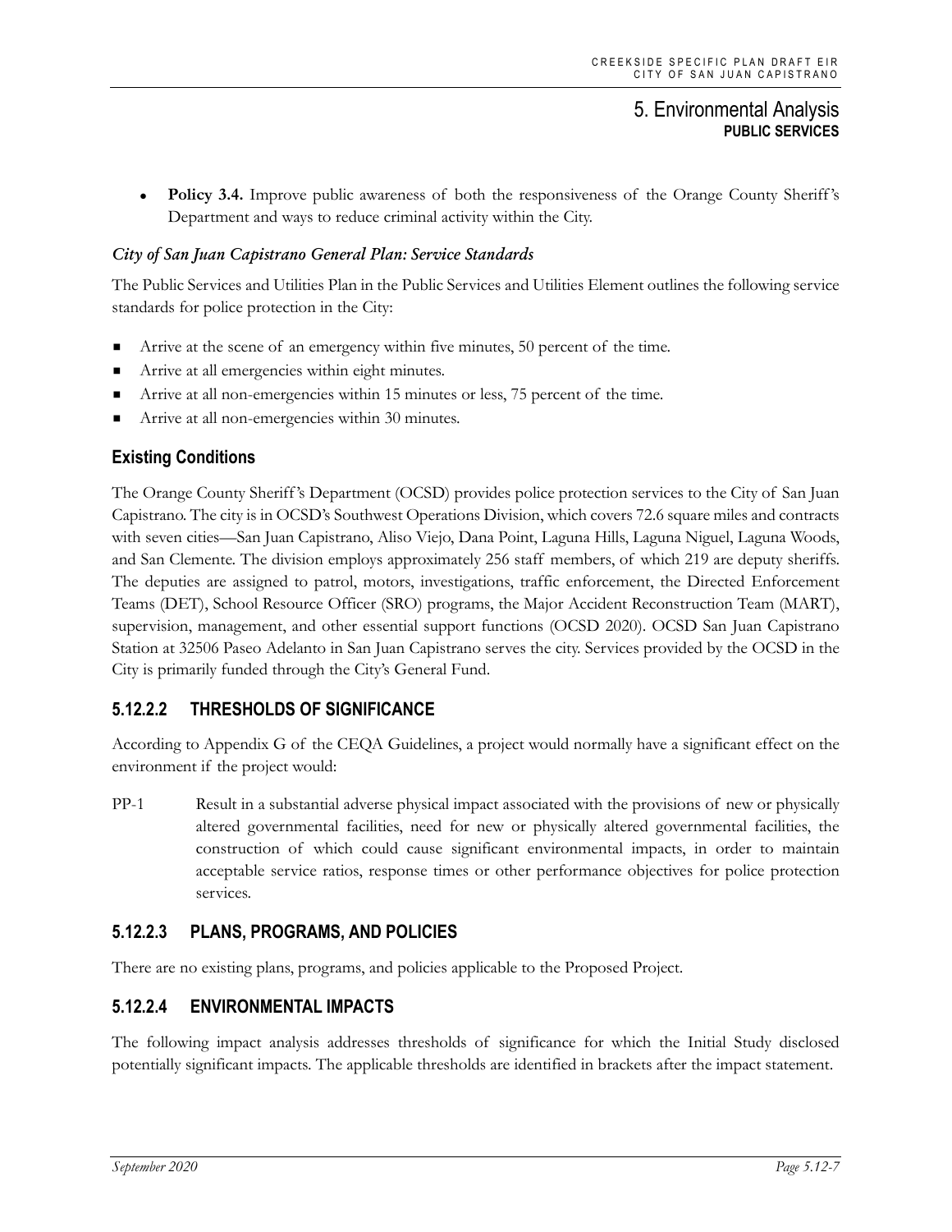- **Policy 3.4.** Improve public awareness of both the responsiveness of the Orange County Sheriff's Department and ways to reduce criminal activity within the City.

### *City of San Juan Capistrano General Plan: Service Standards*

The Public Services and Utilities Plan in the Public Services and Utilities Element outlines the following service standards for police protection in the City:

- Arrive at the scene of an emergency within five minutes, 50 percent of the time.
- Arrive at all emergencies within eight minutes.
- Arrive at all non-emergencies within 15 minutes or less, 75 percent of the time.
- Arrive at all non-emergencies within 30 minutes.

### Existing Conditions

The Orange County Sheriff's Department (OCSD) provides police protection services to the City of San Juan Capistrano. The city is in OCSD's Southwest Operations Division, which covers 72.6 square miles and contracts with seven cities—San Juan Capistrano, Aliso Viejo, Dana Point, Laguna Hills, Laguna Niguel, Laguna Woods, and San Clemente. The division employs approximately 256 staff members, of which 219 are deputy sheriffs. The deputies are assigned to patrol, motors, investigations, traffic enforcement, the Directed Enforcement Teams (DET), School Resource Officer (SRO) programs, the Major Accident Reconstruction Team (MART), supervision, management, and other essential support functions (OCSD 2020). OCSD San Juan Capistrano Station at 32506 Paseo Adelanto in San Juan Capistrano serves the city. Services provided by the OCSD in the City is primarily funded through the City's General Fund.

## 5.12.2.2 THRESHOLDS OF SIGNIFICANCE

According to Appendix G of the CEQA Guidelines, a project would normally have a significant effect on the environment if the project would:

PP-1 Result in a substantial adverse physical impact associated with the provisions of new or physically altered governmental facilities, need for new or physically altered governmental facilities, the construction of which could cause significant environmental impacts, in order to maintain acceptable service ratios, response times or other performance objectives for police protection services.

## 5.12.2.3 PLANS, PROGRAMS, AND POLICIES

There are no existing plans, programs, and policies applicable to the Proposed Project.

## 5.12.2.4 ENVIRONMENTAL IMPACTS

The following impact analysis addresses thresholds of significance for which the Initial Study disclosed potentially significant impacts. The applicable thresholds are identified in brackets after the impact statement.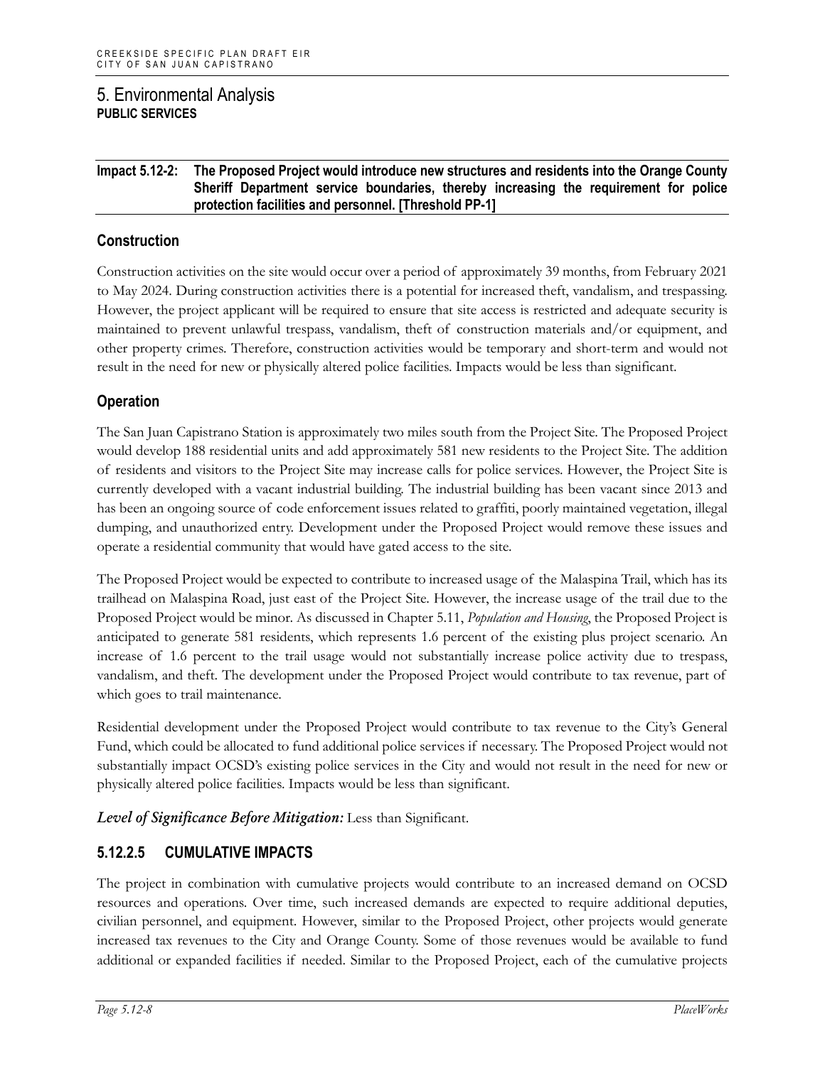# 5. Environmental Analysis

## PUBLIC SERVICES

**Impact 5.12-2: The Proposed Project would introduce new structures and residents into the Orange County Sheriff Department service boundaries, thereby increasing the requirement for police protection facilities and personnel. [Threshold PP-1]**

### Construction

Construction activities on the site would occur over a period of approximately 39 months, from February 2021 to May 2024. During construction activities there is a potential for increased theft, vandalism, and trespassing. However, the project applicant will be required to ensure that site access is restricted and adequate security is maintained to prevent unlawful trespass, vandalism, theft of construction materials and/or equipment, and other property crimes. Therefore, construction activities would be temporary and short-term and would not result in the need for new or physically altered police facilities. Impacts would be less than significant.

### Operation

The San Juan Capistrano Station is approximately two miles south from the Project Site. The Proposed Project would develop 188 residential units and add approximately 581 new residents to the Project Site. The addition of residents and visitors to the Project Site may increase calls for police services. However, the Project Site is currently developed with a vacant industrial building. The industrial building has been vacant since 2013 and has been an ongoing source of code enforcement issues related to graffiti, poorly maintained vegetation, illegal dumping, and unauthorized entry. Development under the Proposed Project would remove these issues and operate a residential community that would have gated access to the site.

The Proposed Project would be expected to contribute to increased usage of the Malaspina Trail, which has its trailhead on Malaspina Road, just east of the Project Site. However, the increase usage of the trail due to the Proposed Project would be minor. As discussed in Chapter 5.11, *Population and Housing*, the Proposed Project is anticipated to generate 581 residents, which represents 1.6 percent of the existing plus project scenario. An increase of 1.6 percent to the trail usage would not substantially increase police activity due to trespass, vandalism, and theft. The development under the Proposed Project would contribute to tax revenue, part of which goes to trail maintenance.

Residential development under the Proposed Project would contribute to tax revenue to the City's General Fund, which could be allocated to fund additional police services if necessary. The Proposed Project would not substantially impact OCSD's existing police services in the City and would not result in the need for new or physically altered police facilities. Impacts would be less than significant.

***Level of Significance Before Mitigation:*** Less than Significant.

### 5.12.2.5 CUMULATIVE IMPACTS

The project in combination with cumulative projects would contribute to an increased demand on OCSD resources and operations. Over time, such increased demands are expected to require additional deputies, civilian personnel, and equipment. However, similar to the Proposed Project, other projects would generate increased tax revenues to the City and Orange County. Some of those revenues would be available to fund additional or expanded facilities if needed. Similar to the Proposed Project, each of the cumulative projects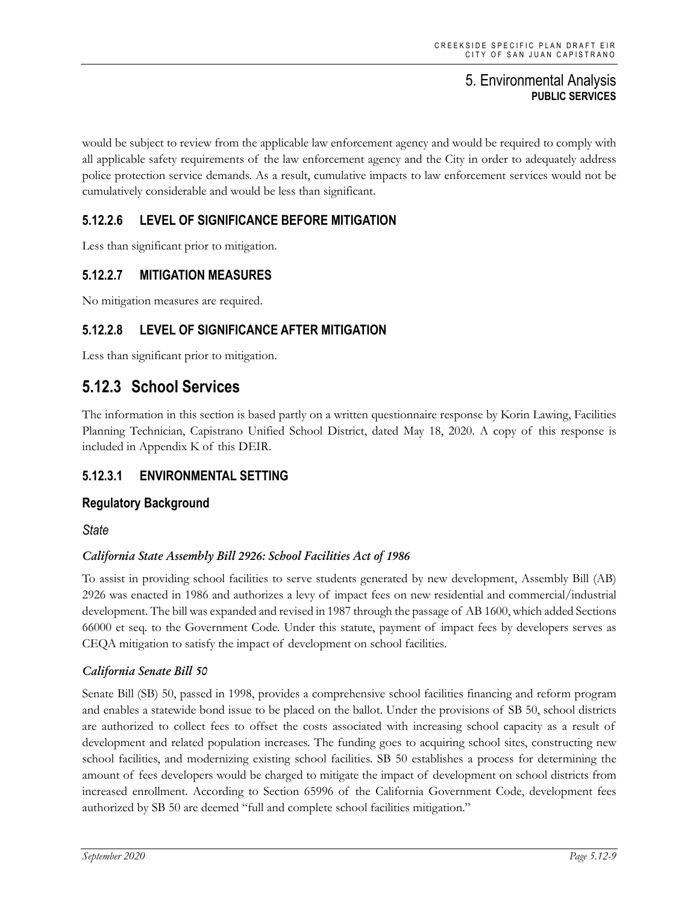would be subject to review from the applicable law enforcement agency and would be required to comply with all applicable safety requirements of the law enforcement agency and the City in order to adequately address police protection service demands. As a result, cumulative impacts to law enforcement services would not be cumulatively considerable and would be less than significant.

### 5.12.2.6 LEVEL OF SIGNIFICANCE BEFORE MITIGATION

Less than significant prior to mitigation.

### 5.12.2.7 MITIGATION MEASURES

No mitigation measures are required.

### 5.12.2.8 LEVEL OF SIGNIFICANCE AFTER MITIGATION

Less than significant prior to mitigation.

## 5.12.3 School Services

The information in this section is based partly on a written questionnaire response by Korin Lawing, Facilities Planning Technician, Capistrano Unified School District, dated May 18, 2020. A copy of this response is included in Appendix K of this DEIR.

### 5.12.3.1 ENVIRONMENTAL SETTING

#### Regulatory Background

*State*

***California State Assembly Bill 2926: School Facilities Act of 1986***

To assist in providing school facilities to serve students generated by new development, Assembly Bill (AB) 2926 was enacted in 1986 and authorizes a levy of impact fees on new residential and commercial/industrial development. The bill was expanded and revised in 1987 through the passage of AB 1600, which added Sections 66000 et seq. to the Government Code. Under this statute, payment of impact fees by developers serves as CEQA mitigation to satisfy the impact of development on school facilities.

***California Senate Bill 50***

Senate Bill (SB) 50, passed in 1998, provides a comprehensive school facilities financing and reform program and enables a statewide bond issue to be placed on the ballot. Under the provisions of SB 50, school districts are authorized to collect fees to offset the costs associated with increasing school capacity as a result of development and related population increases. The funding goes to acquiring school sites, constructing new school facilities, and modernizing existing school facilities. SB 50 establishes a process for determining the amount of fees developers would be charged to mitigate the impact of development on school districts from increased enrollment. According to Section 65996 of the California Government Code, development fees authorized by SB 50 are deemed "full and complete school facilities mitigation."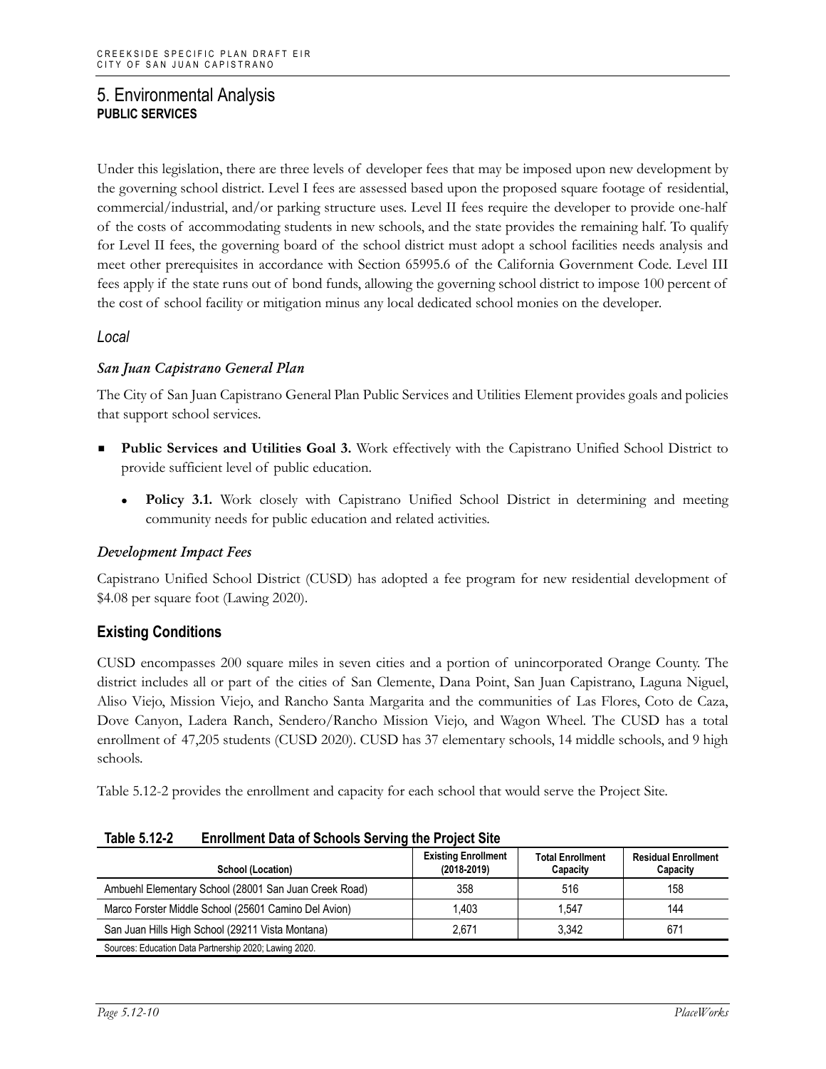Under this legislation, there are three levels of developer fees that may be imposed upon new development by the governing school district. Level I fees are assessed based upon the proposed square footage of residential, commercial/industrial, and/or parking structure uses. Level II fees require the developer to provide one-half of the costs of accommodating students in new schools, and the state provides the remaining half. To qualify for Level II fees, the governing board of the school district must adopt a school facilities needs analysis and meet other prerequisites in accordance with Section 65995.6 of the California Government Code. Level III fees apply if the state runs out of bond funds, allowing the governing school district to impose 100 percent of the cost of school facility or mitigation minus any local dedicated school monies on the developer.

### Local

#### *San Juan Capistrano General Plan*

The City of San Juan Capistrano General Plan Public Services and Utilities Element provides goals and policies that support school services.

- **Public Services and Utilities Goal 3.** Work effectively with the Capistrano Unified School District to provide sufficient level of public education.
  - **Policy 3.1.** Work closely with Capistrano Unified School District in determining and meeting community needs for public education and related activities.

#### *Development Impact Fees*

Capistrano Unified School District (CUSD) has adopted a fee program for new residential development of $4.08 per square foot (Lawing 2020).

## Existing Conditions

CUSD encompasses 200 square miles in seven cities and a portion of unincorporated Orange County. The district includes all or part of the cities of San Clemente, Dana Point, San Juan Capistrano, Laguna Niguel, Aliso Viejo, Mission Viejo, and Rancho Santa Margarita and the communities of Las Flores, Coto de Caza, Dove Canyon, Ladera Ranch, Sendero/Rancho Mission Viejo, and Wagon Wheel. The CUSD has a total enrollment of 47,205 students (CUSD 2020). CUSD has 37 elementary schools, 14 middle schools, and 9 high schools.

Table 5.12-2 provides the enrollment and capacity for each school that would serve the Project Site.

**Table 5.12-2 Enrollment Data of Schools Serving the Project Site**

| School (Location) | Existing Enrollment (2018-2019) | Total Enrollment Capacity | Residual Enrollment Capacity |
|---|---|---|---|
| Ambuehl Elementary School (28001 San Juan Creek Road) | 358 | 516 | 158 |
| Marco Forster Middle School (25601 Camino Del Avion) | 1,403 | 1,547 | 144 |
| San Juan Hills High School (29211 Vista Montana) | 2,671 | 3,342 | 671 |

Sources: Education Data Partnership 2020; Lawing 2020.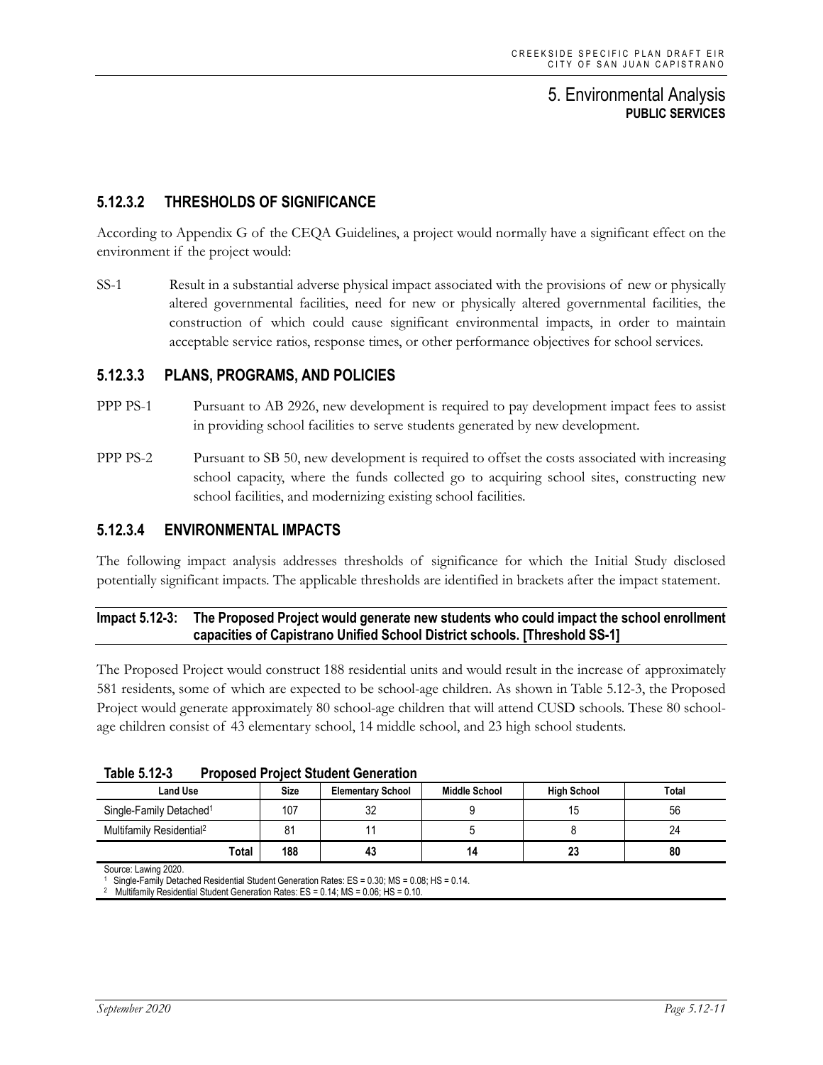### 5.12.3.2 THRESHOLDS OF SIGNIFICANCE

According to Appendix G of the CEQA Guidelines, a project would normally have a significant effect on the environment if the project would:

SS-1 Result in a substantial adverse physical impact associated with the provisions of new or physically altered governmental facilities, need for new or physically altered governmental facilities, the construction of which could cause significant environmental impacts, in order to maintain acceptable service ratios, response times, or other performance objectives for school services.

### 5.12.3.3 PLANS, PROGRAMS, AND POLICIES

PPP PS-1 Pursuant to AB 2926, new development is required to pay development impact fees to assist in providing school facilities to serve students generated by new development.

PPP PS-2 Pursuant to SB 50, new development is required to offset the costs associated with increasing school capacity, where the funds collected go to acquiring school sites, constructing new school facilities, and modernizing existing school facilities.

### 5.12.3.4 ENVIRONMENTAL IMPACTS

The following impact analysis addresses thresholds of significance for which the Initial Study disclosed potentially significant impacts. The applicable thresholds are identified in brackets after the impact statement.

**Impact 5.12-3: The Proposed Project would generate new students who could impact the school enrollment capacities of Capistrano Unified School District schools. [Threshold SS-1]**

The Proposed Project would construct 188 residential units and would result in the increase of approximately 581 residents, some of which are expected to be school-age children. As shown in Table 5.12-3, the Proposed Project would generate approximately 80 school-age children that will attend CUSD schools. These 80 school-age children consist of 43 elementary school, 14 middle school, and 23 high school students.

**Table 5.12-3 Proposed Project Student Generation**

| Land Use | Size | Elementary School | Middle School | High School | Total |
|---|---|---|---|---|---|
| Single-Family Detached[1] | 107 | 32 | 9 | 15 | 56 |
| Multifamily Residential[2] | 81 | 11 | 5 | 8 | 24 |
| **Total** | **188** | **43** | **14** | **23** | **80** |

Source: Lawing 2020.
[1] Single-Family Detached Residential Student Generation Rates: ES = 0.30; MS = 0.08; HS = 0.14.
[2] Multifamily Residential Student Generation Rates: ES = 0.14; MS = 0.06; HS = 0.10.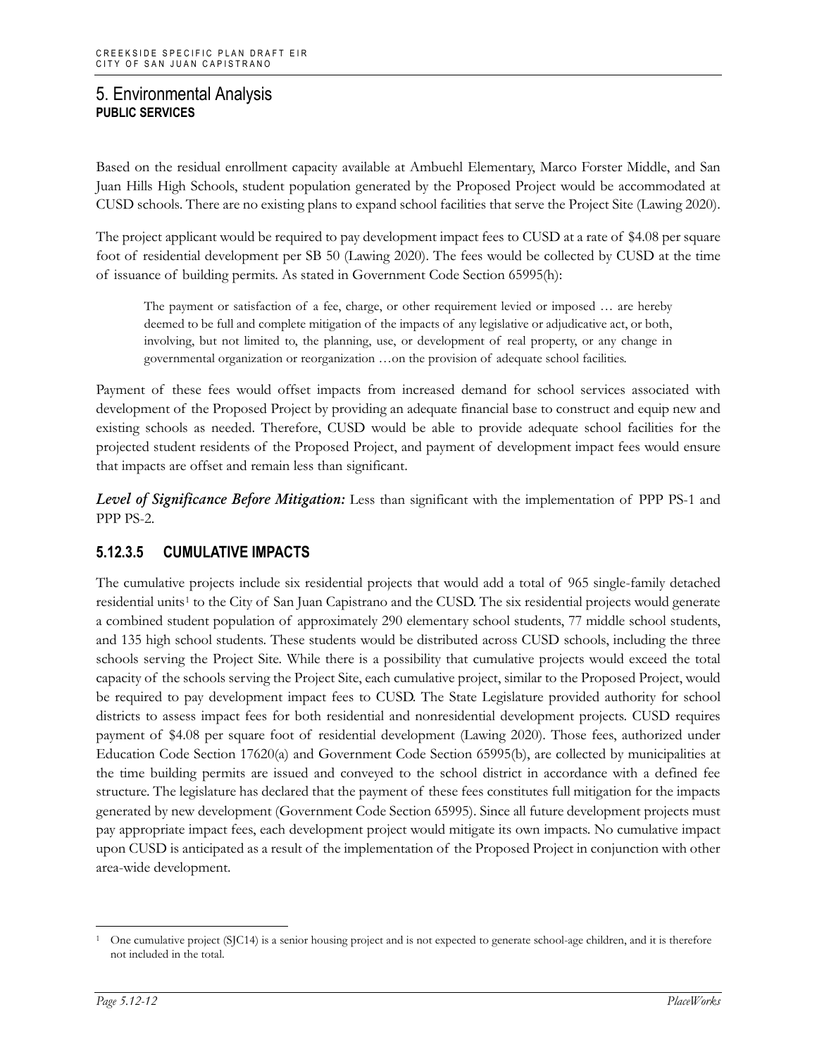# 5. Environmental Analysis

**PUBLIC SERVICES**

Based on the residual enrollment capacity available at Ambuehl Elementary, Marco Forster Middle, and San Juan Hills High Schools, student population generated by the Proposed Project would be accommodated at CUSD schools. There are no existing plans to expand school facilities that serve the Project Site (Lawing 2020).

The project applicant would be required to pay development impact fees to CUSD at a rate of $4.08 per square foot of residential development per SB 50 (Lawing 2020). The fees would be collected by CUSD at the time of issuance of building permits. As stated in Government Code Section 65995(h):

> The payment or satisfaction of a fee, charge, or other requirement levied or imposed … are hereby deemed to be full and complete mitigation of the impacts of any legislative or adjudicative act, or both, involving, but not limited to, the planning, use, or development of real property, or any change in governmental organization or reorganization …on the provision of adequate school facilities.

Payment of these fees would offset impacts from increased demand for school services associated with development of the Proposed Project by providing an adequate financial base to construct and equip new and existing schools as needed. Therefore, CUSD would be able to provide adequate school facilities for the projected student residents of the Proposed Project, and payment of development impact fees would ensure that impacts are offset and remain less than significant.

***Level of Significance Before Mitigation:*** Less than significant with the implementation of PPP PS-1 and PPP PS-2.

### 5.12.3.5 CUMULATIVE IMPACTS

The cumulative projects include six residential projects that would add a total of 965 single-family detached residential units[1] to the City of San Juan Capistrano and the CUSD. The six residential projects would generate a combined student population of approximately 290 elementary school students, 77 middle school students, and 135 high school students. These students would be distributed across CUSD schools, including the three schools serving the Project Site. While there is a possibility that cumulative projects would exceed the total capacity of the schools serving the Project Site, each cumulative project, similar to the Proposed Project, would be required to pay development impact fees to CUSD. The State Legislature provided authority for school districts to assess impact fees for both residential and nonresidential development projects. CUSD requires payment of $4.08 per square foot of residential development (Lawing 2020). Those fees, authorized under Education Code Section 17620(a) and Government Code Section 65995(b), are collected by municipalities at the time building permits are issued and conveyed to the school district in accordance with a defined fee structure. The legislature has declared that the payment of these fees constitutes full mitigation for the impacts generated by new development (Government Code Section 65995). Since all future development projects must pay appropriate impact fees, each development project would mitigate its own impacts. No cumulative impact upon CUSD is anticipated as a result of the implementation of the Proposed Project in conjunction with other area-wide development.

---

[1] One cumulative project (SJC14) is a senior housing project and is not expected to generate school-age children, and it is therefore not included in the total.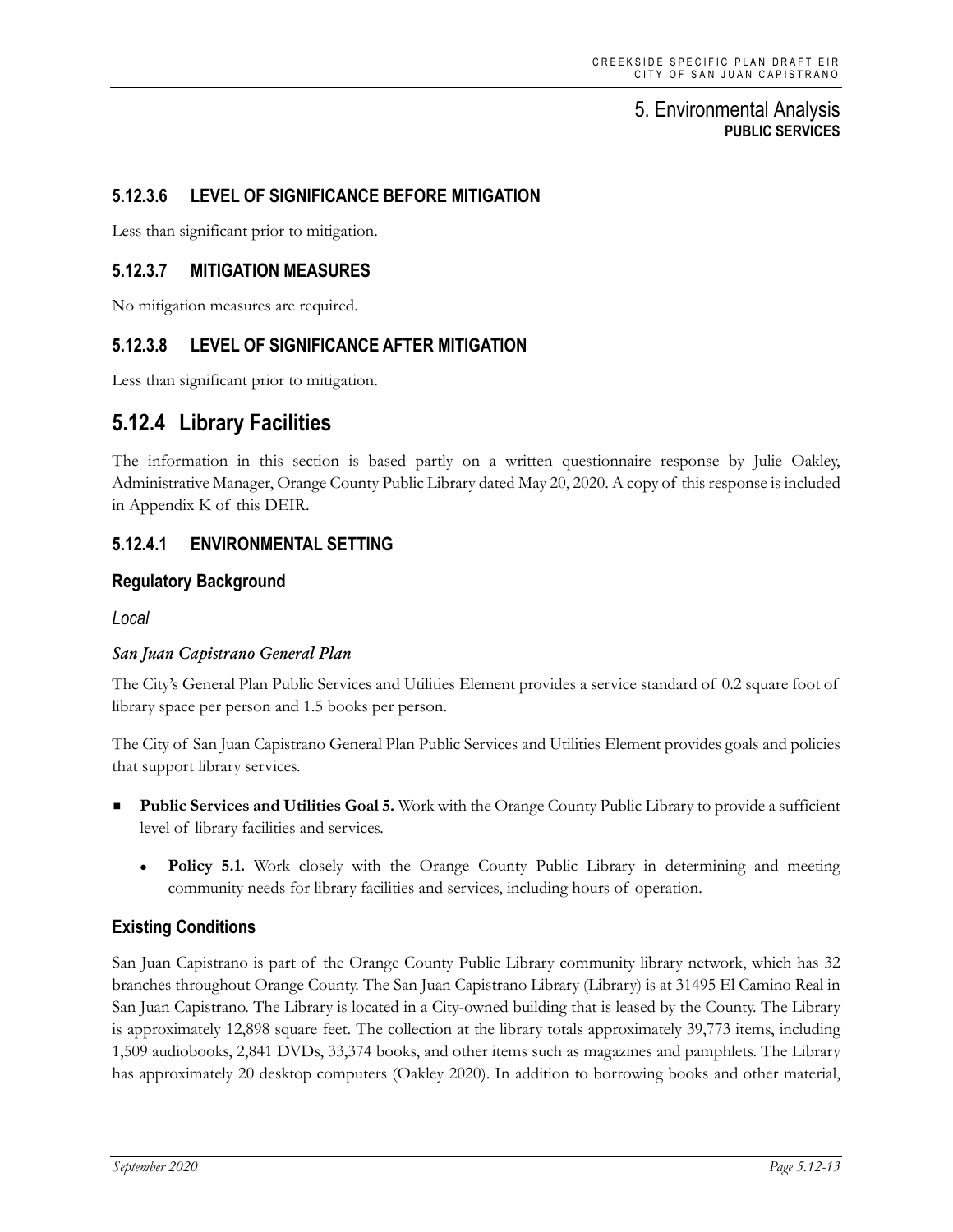### 5.12.3.6 LEVEL OF SIGNIFICANCE BEFORE MITIGATION

Less than significant prior to mitigation.

### 5.12.3.7 MITIGATION MEASURES

No mitigation measures are required.

### 5.12.3.8 LEVEL OF SIGNIFICANCE AFTER MITIGATION

Less than significant prior to mitigation.

## 5.12.4 Library Facilities

The information in this section is based partly on a written questionnaire response by Julie Oakley, Administrative Manager, Orange County Public Library dated May 20, 2020. A copy of this response is included in Appendix K of this DEIR.

### 5.12.4.1 ENVIRONMENTAL SETTING

#### Regulatory Background

*Local*

***San Juan Capistrano General Plan***

The City's General Plan Public Services and Utilities Element provides a service standard of 0.2 square foot of library space per person and 1.5 books per person.

The City of San Juan Capistrano General Plan Public Services and Utilities Element provides goals and policies that support library services.

- **Public Services and Utilities Goal 5.** Work with the Orange County Public Library to provide a sufficient level of library facilities and services.
  - **Policy 5.1.** Work closely with the Orange County Public Library in determining and meeting community needs for library facilities and services, including hours of operation.

#### Existing Conditions

San Juan Capistrano is part of the Orange County Public Library community library network, which has 32 branches throughout Orange County. The San Juan Capistrano Library (Library) is at 31495 El Camino Real in San Juan Capistrano. The Library is located in a City-owned building that is leased by the County. The Library is approximately 12,898 square feet. The collection at the library totals approximately 39,773 items, including 1,509 audiobooks, 2,841 DVDs, 33,374 books, and other items such as magazines and pamphlets. The Library has approximately 20 desktop computers (Oakley 2020). In addition to borrowing books and other material,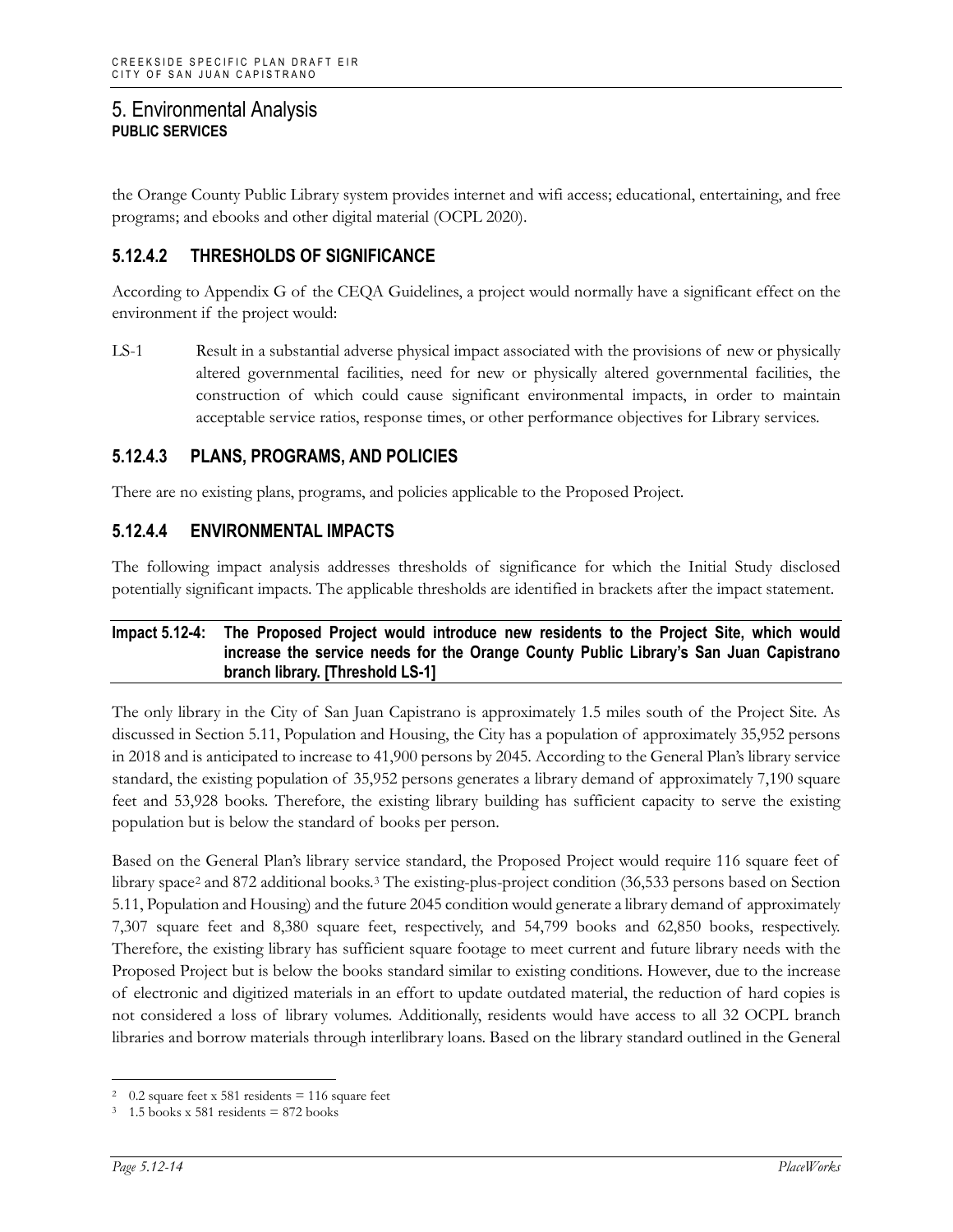the Orange County Public Library system provides internet and wifi access; educational, entertaining, and free programs; and ebooks and other digital material (OCPL 2020).

### 5.12.4.2 THRESHOLDS OF SIGNIFICANCE

According to Appendix G of the CEQA Guidelines, a project would normally have a significant effect on the environment if the project would:

LS-1 Result in a substantial adverse physical impact associated with the provisions of new or physically altered governmental facilities, need for new or physically altered governmental facilities, the construction of which could cause significant environmental impacts, in order to maintain acceptable service ratios, response times, or other performance objectives for Library services.

### 5.12.4.3 PLANS, PROGRAMS, AND POLICIES

There are no existing plans, programs, and policies applicable to the Proposed Project.

### 5.12.4.4 ENVIRONMENTAL IMPACTS

The following impact analysis addresses thresholds of significance for which the Initial Study disclosed potentially significant impacts. The applicable thresholds are identified in brackets after the impact statement.

**Impact 5.12-4: The Proposed Project would introduce new residents to the Project Site, which would increase the service needs for the Orange County Public Library's San Juan Capistrano branch library. [Threshold LS-1]**

The only library in the City of San Juan Capistrano is approximately 1.5 miles south of the Project Site. As discussed in Section 5.11, Population and Housing, the City has a population of approximately 35,952 persons in 2018 and is anticipated to increase to 41,900 persons by 2045. According to the General Plan's library service standard, the existing population of 35,952 persons generates a library demand of approximately 7,190 square feet and 53,928 books. Therefore, the existing library building has sufficient capacity to serve the existing population but is below the standard of books per person.

Based on the General Plan's library service standard, the Proposed Project would require 116 square feet of library space[2] and 872 additional books.[3] The existing-plus-project condition (36,533 persons based on Section 5.11, Population and Housing) and the future 2045 condition would generate a library demand of approximately 7,307 square feet and 8,380 square feet, respectively, and 54,799 books and 62,850 books, respectively. Therefore, the existing library has sufficient square footage to meet current and future library needs with the Proposed Project but is below the books standard similar to existing conditions. However, due to the increase of electronic and digitized materials in an effort to update outdated material, the reduction of hard copies is not considered a loss of library volumes. Additionally, residents would have access to all 32 OCPL branch libraries and borrow materials through interlibrary loans. Based on the library standard outlined in the General

---

[2] 0.2 square feet x 581 residents = 116 square feet

[3] 1.5 books x 581 residents = 872 books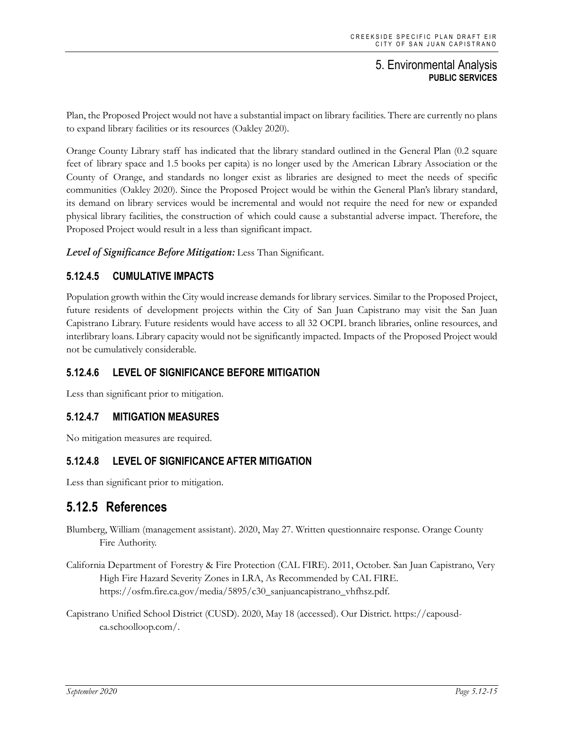Plan, the Proposed Project would not have a substantial impact on library facilities. There are currently no plans to expand library facilities or its resources (Oakley 2020).

Orange County Library staff has indicated that the library standard outlined in the General Plan (0.2 square feet of library space and 1.5 books per capita) is no longer used by the American Library Association or the County of Orange, and standards no longer exist as libraries are designed to meet the needs of specific communities (Oakley 2020). Since the Proposed Project would be within the General Plan's library standard, its demand on library services would be incremental and would not require the need for new or expanded physical library facilities, the construction of which could cause a substantial adverse impact. Therefore, the Proposed Project would result in a less than significant impact.

***Level of Significance Before Mitigation:*** Less Than Significant.

### 5.12.4.5 CUMULATIVE IMPACTS

Population growth within the City would increase demands for library services. Similar to the Proposed Project, future residents of development projects within the City of San Juan Capistrano may visit the San Juan Capistrano Library. Future residents would have access to all 32 OCPL branch libraries, online resources, and interlibrary loans. Library capacity would not be significantly impacted. Impacts of the Proposed Project would not be cumulatively considerable.

### 5.12.4.6 LEVEL OF SIGNIFICANCE BEFORE MITIGATION

Less than significant prior to mitigation.

### 5.12.4.7 MITIGATION MEASURES

No mitigation measures are required.

### 5.12.4.8 LEVEL OF SIGNIFICANCE AFTER MITIGATION

Less than significant prior to mitigation.

## 5.12.5 References

Blumberg, William (management assistant). 2020, May 27. Written questionnaire response. Orange County Fire Authority.

California Department of Forestry & Fire Protection (CAL FIRE). 2011, October. San Juan Capistrano, Very High Fire Hazard Severity Zones in LRA, As Recommended by CAL FIRE. https://osfm.fire.ca.gov/media/5895/c30_sanjuancapistrano_vhfhsz.pdf.

Capistrano Unified School District (CUSD). 2020, May 18 (accessed). Our District. https://capousd-ca.schoolloop.com/.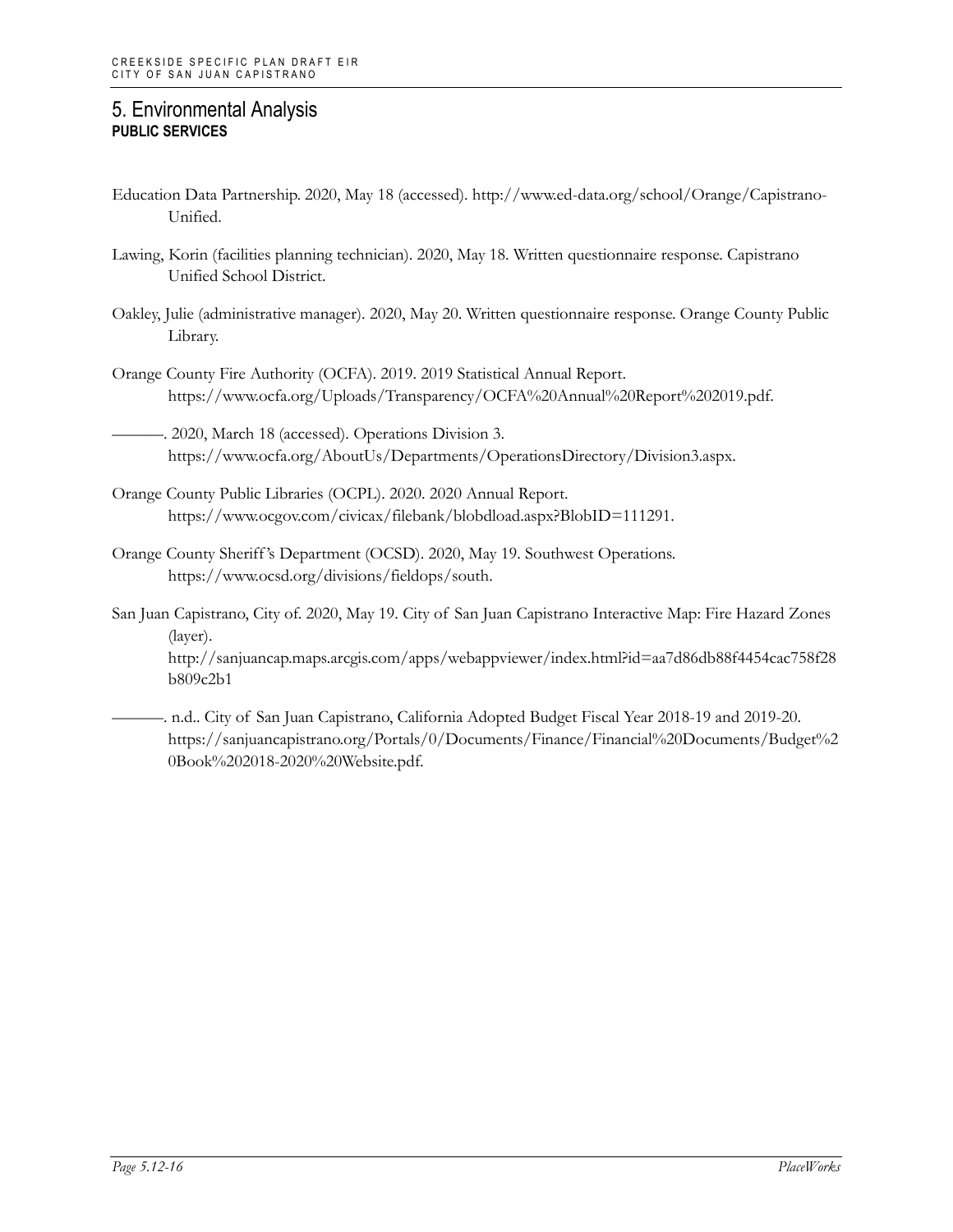# 5. Environmental Analysis

## PUBLIC SERVICES

Education Data Partnership. 2020, May 18 (accessed). http://www.ed-data.org/school/Orange/Capistrano-Unified.

Lawing, Korin (facilities planning technician). 2020, May 18. Written questionnaire response. Capistrano Unified School District.

Oakley, Julie (administrative manager). 2020, May 20. Written questionnaire response. Orange County Public Library.

Orange County Fire Authority (OCFA). 2019. 2019 Statistical Annual Report. https://www.ocfa.org/Uploads/Transparency/OCFA%20Annual%20Report%202019.pdf.

———. 2020, March 18 (accessed). Operations Division 3. https://www.ocfa.org/AboutUs/Departments/OperationsDirectory/Division3.aspx.

Orange County Public Libraries (OCPL). 2020. 2020 Annual Report. https://www.ocgov.com/civicax/filebank/blobdload.aspx?BlobID=111291.

Orange County Sheriff's Department (OCSD). 2020, May 19. Southwest Operations. https://www.ocsd.org/divisions/fieldops/south.

San Juan Capistrano, City of. 2020, May 19. City of San Juan Capistrano Interactive Map: Fire Hazard Zones (layer). http://sanjuancap.maps.arcgis.com/apps/webappviewer/index.html?id=aa7d86db88f4454cac758f28b809c2b1

———. n.d.. City of San Juan Capistrano, California Adopted Budget Fiscal Year 2018-19 and 2019-20. https://sanjuancapistrano.org/Portals/0/Documents/Finance/Financial%20Documents/Budget%20Book%202018-2020%20Website.pdf.